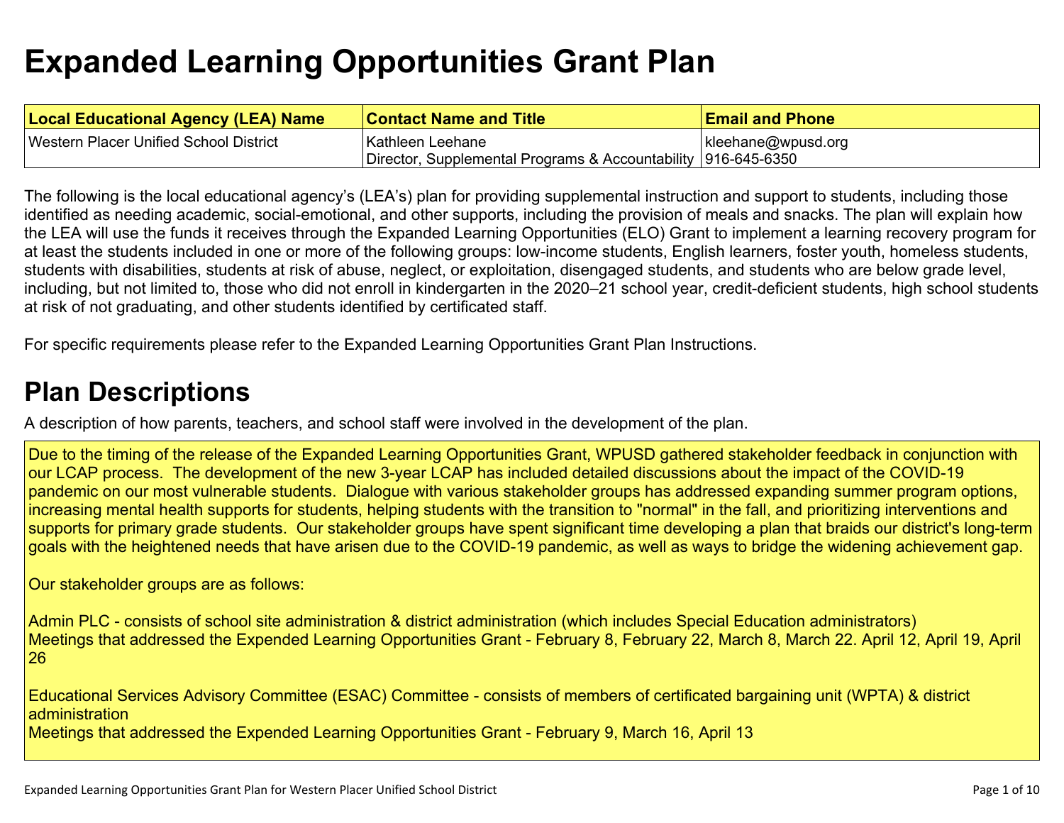# Expanded Learning Opportunities Grant Plan

| Local Educational Agency (LEA) Name | Contact Name and Title | Email and Phone |
| --- | --- | --- |
| Western Placer Unified School District | Kathleen Leehane<br>Director, Supplemental Programs & Accountability | kleehane@wpusd.org<br>916-645-6350 |

The following is the local educational agency's (LEA's) plan for providing supplemental instruction and support to students, including those identified as needing academic, social-emotional, and other supports, including the provision of meals and snacks. The plan will explain how the LEA will use the funds it receives through the Expanded Learning Opportunities (ELO) Grant to implement a learning recovery program for at least the students included in one or more of the following groups: low-income students, English learners, foster youth, homeless students, students with disabilities, students at risk of abuse, neglect, or exploitation, disengaged students, and students who are below grade level, including, but not limited to, those who did not enroll in kindergarten in the 2020–21 school year, credit-deficient students, high school students at risk of not graduating, and other students identified by certificated staff.

For specific requirements please refer to the Expanded Learning Opportunities Grant Plan Instructions.

## Plan Descriptions

A description of how parents, teachers, and school staff were involved in the development of the plan.

Due to the timing of the release of the Expanded Learning Opportunities Grant, WPUSD gathered stakeholder feedback in conjunction with our LCAP process. The development of the new 3-year LCAP has included detailed discussions about the impact of the COVID-19 pandemic on our most vulnerable students. Dialogue with various stakeholder groups has addressed expanding summer program options, increasing mental health supports for students, helping students with the transition to "normal" in the fall, and prioritizing interventions and supports for primary grade students. Our stakeholder groups have spent significant time developing a plan that braids our district's long-term goals with the heightened needs that have arisen due to the COVID-19 pandemic, as well as ways to bridge the widening achievement gap.

Our stakeholder groups are as follows:

Admin PLC - consists of school site administration & district administration (which includes Special Education administrators)
Meetings that addressed the Expended Learning Opportunities Grant - February 8, February 22, March 8, March 22. April 12, April 19, April 26

Educational Services Advisory Committee (ESAC) Committee - consists of members of certificated bargaining unit (WPTA) & district administration
Meetings that addressed the Expended Learning Opportunities Grant - February 9, March 16, April 13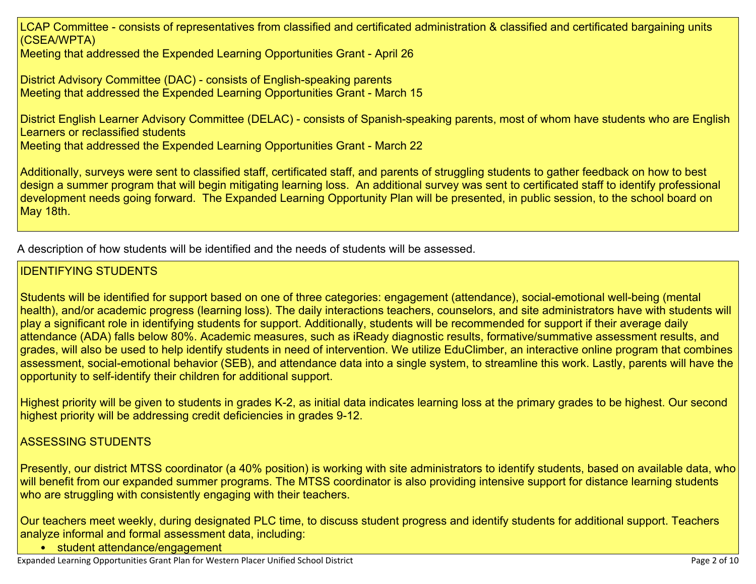LCAP Committee - consists of representatives from classified and certificated administration & classified and certificated bargaining units (CSEA/WPTA)
Meeting that addressed the Expended Learning Opportunities Grant - April 26

District Advisory Committee (DAC) - consists of English-speaking parents
Meeting that addressed the Expended Learning Opportunities Grant - March 15

District English Learner Advisory Committee (DELAC) - consists of Spanish-speaking parents, most of whom have students who are English Learners or reclassified students
Meeting that addressed the Expended Learning Opportunities Grant - March 22

Additionally, surveys were sent to classified staff, certificated staff, and parents of struggling students to gather feedback on how to best design a summer program that will begin mitigating learning loss. An additional survey was sent to certificated staff to identify professional development needs going forward. The Expanded Learning Opportunity Plan will be presented, in public session, to the school board on May 18th.

A description of how students will be identified and the needs of students will be assessed.

IDENTIFYING STUDENTS

Students will be identified for support based on one of three categories: engagement (attendance), social-emotional well-being (mental health), and/or academic progress (learning loss). The daily interactions teachers, counselors, and site administrators have with students will play a significant role in identifying students for support. Additionally, students will be recommended for support if their average daily attendance (ADA) falls below 80%. Academic measures, such as iReady diagnostic results, formative/summative assessment results, and grades, will also be used to help identify students in need of intervention. We utilize EduClimber, an interactive online program that combines assessment, social-emotional behavior (SEB), and attendance data into a single system, to streamline this work. Lastly, parents will have the opportunity to self-identify their children for additional support.

Highest priority will be given to students in grades K-2, as initial data indicates learning loss at the primary grades to be highest. Our second highest priority will be addressing credit deficiencies in grades 9-12.

ASSESSING STUDENTS

Presently, our district MTSS coordinator (a 40% position) is working with site administrators to identify students, based on available data, who will benefit from our expanded summer programs. The MTSS coordinator is also providing intensive support for distance learning students who are struggling with consistently engaging with their teachers.

Our teachers meet weekly, during designated PLC time, to discuss student progress and identify students for additional support. Teachers analyze informal and formal assessment data, including:

- student attendance/engagement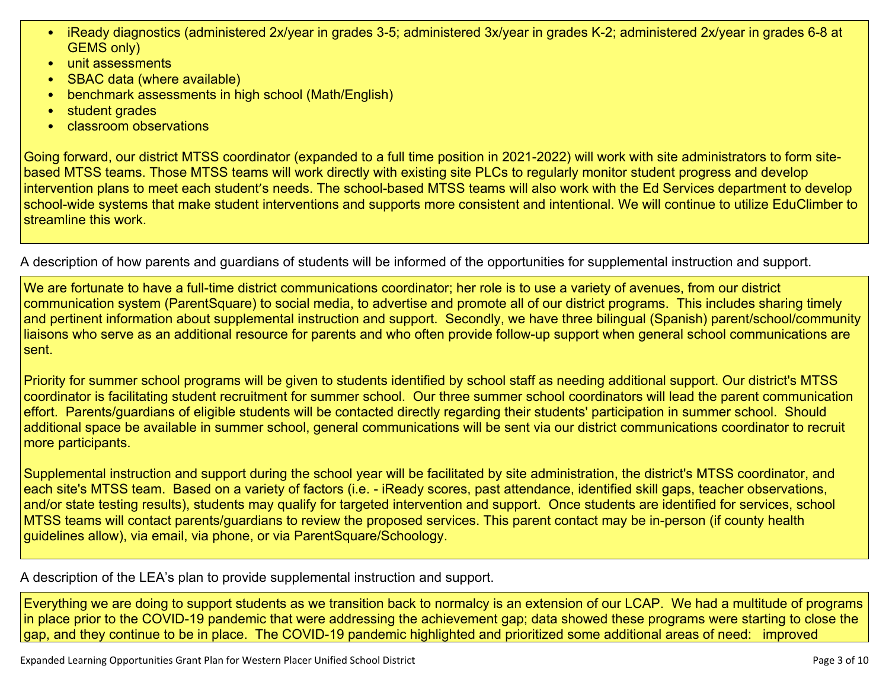- iReady diagnostics (administered 2x/year in grades 3-5; administered 3x/year in grades K-2; administered 2x/year in grades 6-8 at GEMS only)
- unit assessments
- SBAC data (where available)
- benchmark assessments in high school (Math/English)
- student grades
- classroom observations

Going forward, our district MTSS coordinator (expanded to a full time position in 2021-2022) will work with site administrators to form site-based MTSS teams. Those MTSS teams will work directly with existing site PLCs to regularly monitor student progress and develop intervention plans to meet each student's needs. The school-based MTSS teams will also work with the Ed Services department to develop school-wide systems that make student interventions and supports more consistent and intentional. We will continue to utilize EduClimber to streamline this work.

A description of how parents and guardians of students will be informed of the opportunities for supplemental instruction and support.

We are fortunate to have a full-time district communications coordinator; her role is to use a variety of avenues, from our district communication system (ParentSquare) to social media, to advertise and promote all of our district programs. This includes sharing timely and pertinent information about supplemental instruction and support. Secondly, we have three bilingual (Spanish) parent/school/community liaisons who serve as an additional resource for parents and who often provide follow-up support when general school communications are sent.

Priority for summer school programs will be given to students identified by school staff as needing additional support. Our district's MTSS coordinator is facilitating student recruitment for summer school. Our three summer school coordinators will lead the parent communication effort. Parents/guardians of eligible students will be contacted directly regarding their students' participation in summer school. Should additional space be available in summer school, general communications will be sent via our district communications coordinator to recruit more participants.

Supplemental instruction and support during the school year will be facilitated by site administration, the district's MTSS coordinator, and each site's MTSS team. Based on a variety of factors (i.e. - iReady scores, past attendance, identified skill gaps, teacher observations, and/or state testing results), students may qualify for targeted intervention and support. Once students are identified for services, school MTSS teams will contact parents/guardians to review the proposed services. This parent contact may be in-person (if county health guidelines allow), via email, via phone, or via ParentSquare/Schoology.

A description of the LEA's plan to provide supplemental instruction and support.

Everything we are doing to support students as we transition back to normalcy is an extension of our LCAP. We had a multitude of programs in place prior to the COVID-19 pandemic that were addressing the achievement gap; data showed these programs were starting to close the gap, and they continue to be in place. The COVID-19 pandemic highlighted and prioritized some additional areas of need: improved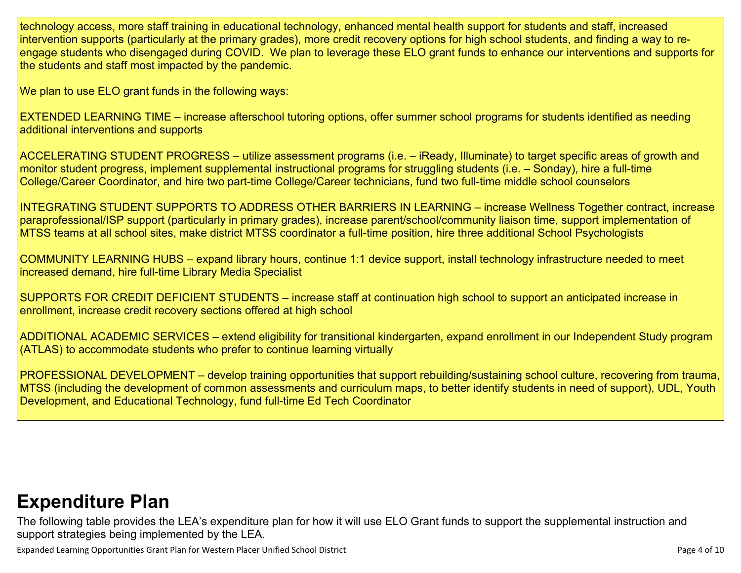technology access, more staff training in educational technology, enhanced mental health support for students and staff, increased intervention supports (particularly at the primary grades), more credit recovery options for high school students, and finding a way to re-engage students who disengaged during COVID. We plan to leverage these ELO grant funds to enhance our interventions and supports for the students and staff most impacted by the pandemic.

We plan to use ELO grant funds in the following ways:

EXTENDED LEARNING TIME – increase afterschool tutoring options, offer summer school programs for students identified as needing additional interventions and supports

ACCELERATING STUDENT PROGRESS – utilize assessment programs (i.e. – iReady, Illuminate) to target specific areas of growth and monitor student progress, implement supplemental instructional programs for struggling students (i.e. – Sonday), hire a full-time College/Career Coordinator, and hire two part-time College/Career technicians, fund two full-time middle school counselors

INTEGRATING STUDENT SUPPORTS TO ADDRESS OTHER BARRIERS IN LEARNING – increase Wellness Together contract, increase paraprofessional/ISP support (particularly in primary grades), increase parent/school/community liaison time, support implementation of MTSS teams at all school sites, make district MTSS coordinator a full-time position, hire three additional School Psychologists

COMMUNITY LEARNING HUBS – expand library hours, continue 1:1 device support, install technology infrastructure needed to meet increased demand, hire full-time Library Media Specialist

SUPPORTS FOR CREDIT DEFICIENT STUDENTS – increase staff at continuation high school to support an anticipated increase in enrollment, increase credit recovery sections offered at high school

ADDITIONAL ACADEMIC SERVICES – extend eligibility for transitional kindergarten, expand enrollment in our Independent Study program (ATLAS) to accommodate students who prefer to continue learning virtually

PROFESSIONAL DEVELOPMENT – develop training opportunities that support rebuilding/sustaining school culture, recovering from trauma, MTSS (including the development of common assessments and curriculum maps, to better identify students in need of support), UDL, Youth Development, and Educational Technology, fund full-time Ed Tech Coordinator

# Expenditure Plan

The following table provides the LEA's expenditure plan for how it will use ELO Grant funds to support the supplemental instruction and support strategies being implemented by the LEA.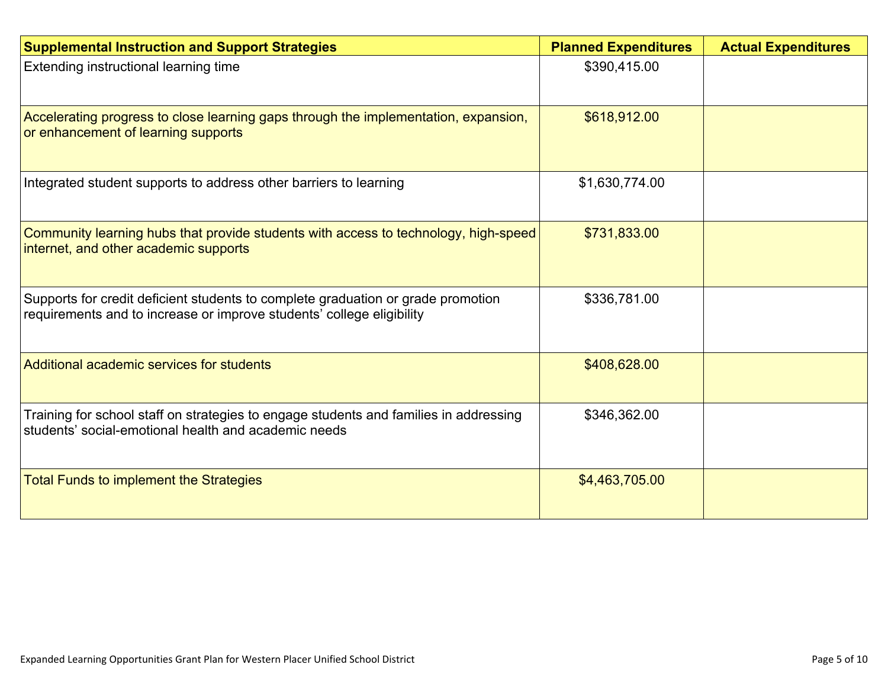| Supplemental Instruction and Support Strategies | Planned Expenditures | Actual Expenditures |
|---|---|---|
| Extending instructional learning time | $390,415.00 | |
| Accelerating progress to close learning gaps through the implementation, expansion, or enhancement of learning supports | $618,912.00 | |
| Integrated student supports to address other barriers to learning | $1,630,774.00 | |
| Community learning hubs that provide students with access to technology, high-speed internet, and other academic supports | $731,833.00 | |
| Supports for credit deficient students to complete graduation or grade promotion requirements and to increase or improve students' college eligibility | $336,781.00 | |
| Additional academic services for students | $408,628.00 | |
| Training for school staff on strategies to engage students and families in addressing students' social-emotional health and academic needs | $346,362.00 | |
| Total Funds to implement the Strategies | $4,463,705.00 | |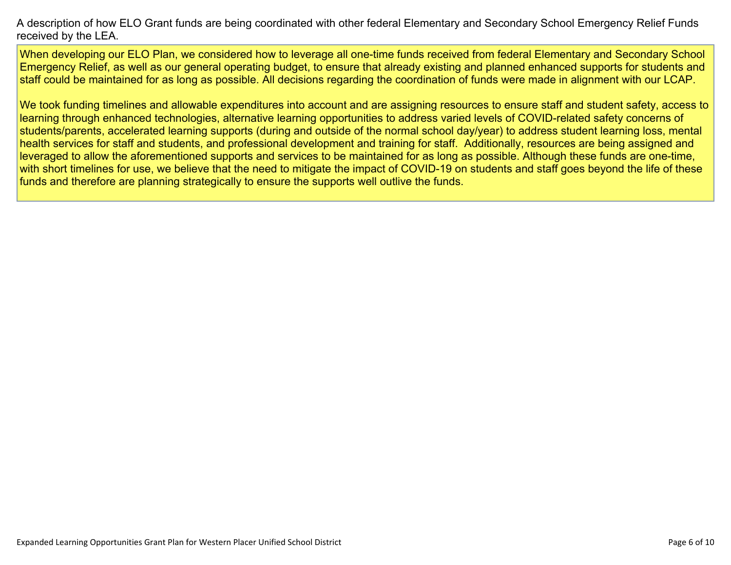A description of how ELO Grant funds are being coordinated with other federal Elementary and Secondary School Emergency Relief Funds received by the LEA.

When developing our ELO Plan, we considered how to leverage all one-time funds received from federal Elementary and Secondary School Emergency Relief, as well as our general operating budget, to ensure that already existing and planned enhanced supports for students and staff could be maintained for as long as possible. All decisions regarding the coordination of funds were made in alignment with our LCAP.

We took funding timelines and allowable expenditures into account and are assigning resources to ensure staff and student safety, access to learning through enhanced technologies, alternative learning opportunities to address varied levels of COVID-related safety concerns of students/parents, accelerated learning supports (during and outside of the normal school day/year) to address student learning loss, mental health services for staff and students, and professional development and training for staff. Additionally, resources are being assigned and leveraged to allow the aforementioned supports and services to be maintained for as long as possible. Although these funds are one-time, with short timelines for use, we believe that the need to mitigate the impact of COVID-19 on students and staff goes beyond the life of these funds and therefore are planning strategically to ensure the supports well outlive the funds.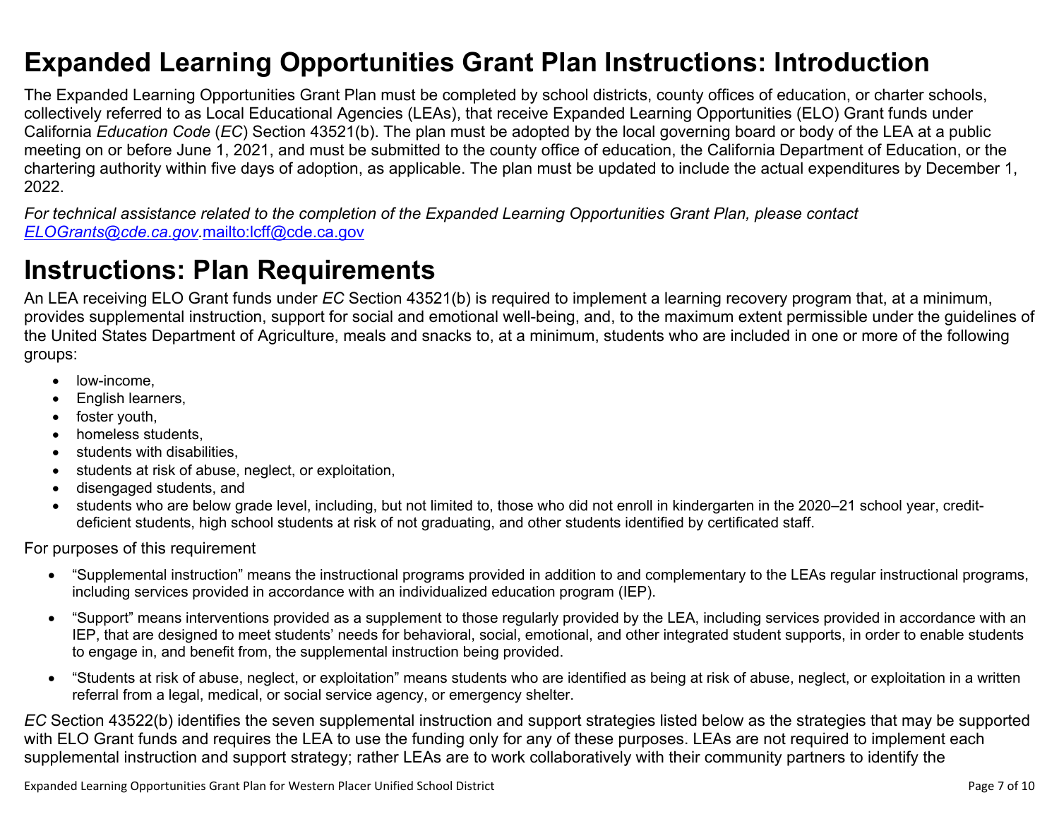# Expanded Learning Opportunities Grant Plan Instructions: Introduction

The Expanded Learning Opportunities Grant Plan must be completed by school districts, county offices of education, or charter schools, collectively referred to as Local Educational Agencies (LEAs), that receive Expanded Learning Opportunities (ELO) Grant funds under California *Education Code* (*EC*) Section 43521(b). The plan must be adopted by the local governing board or body of the LEA at a public meeting on or before June 1, 2021, and must be submitted to the county office of education, the California Department of Education, or the chartering authority within five days of adoption, as applicable. The plan must be updated to include the actual expenditures by December 1, 2022.

*For technical assistance related to the completion of the Expanded Learning Opportunities Grant Plan, please contact [ELOGrants@cde.ca.gov](mailto:ELOGrants@cde.ca.gov).*[mailto:lcff@cde.ca.gov](mailto:lcff@cde.ca.gov)

# Instructions: Plan Requirements

An LEA receiving ELO Grant funds under *EC* Section 43521(b) is required to implement a learning recovery program that, at a minimum, provides supplemental instruction, support for social and emotional well-being, and, to the maximum extent permissible under the guidelines of the United States Department of Agriculture, meals and snacks to, at a minimum, students who are included in one or more of the following groups:

- low-income,
- English learners,
- foster youth,
- homeless students,
- students with disabilities,
- students at risk of abuse, neglect, or exploitation,
- disengaged students, and
- students who are below grade level, including, but not limited to, those who did not enroll in kindergarten in the 2020–21 school year, credit-deficient students, high school students at risk of not graduating, and other students identified by certificated staff.

For purposes of this requirement

- "Supplemental instruction" means the instructional programs provided in addition to and complementary to the LEAs regular instructional programs, including services provided in accordance with an individualized education program (IEP).
- "Support" means interventions provided as a supplement to those regularly provided by the LEA, including services provided in accordance with an IEP, that are designed to meet students' needs for behavioral, social, emotional, and other integrated student supports, in order to enable students to engage in, and benefit from, the supplemental instruction being provided.
- "Students at risk of abuse, neglect, or exploitation" means students who are identified as being at risk of abuse, neglect, or exploitation in a written referral from a legal, medical, or social service agency, or emergency shelter.

*EC* Section 43522(b) identifies the seven supplemental instruction and support strategies listed below as the strategies that may be supported with ELO Grant funds and requires the LEA to use the funding only for any of these purposes. LEAs are not required to implement each supplemental instruction and support strategy; rather LEAs are to work collaboratively with their community partners to identify the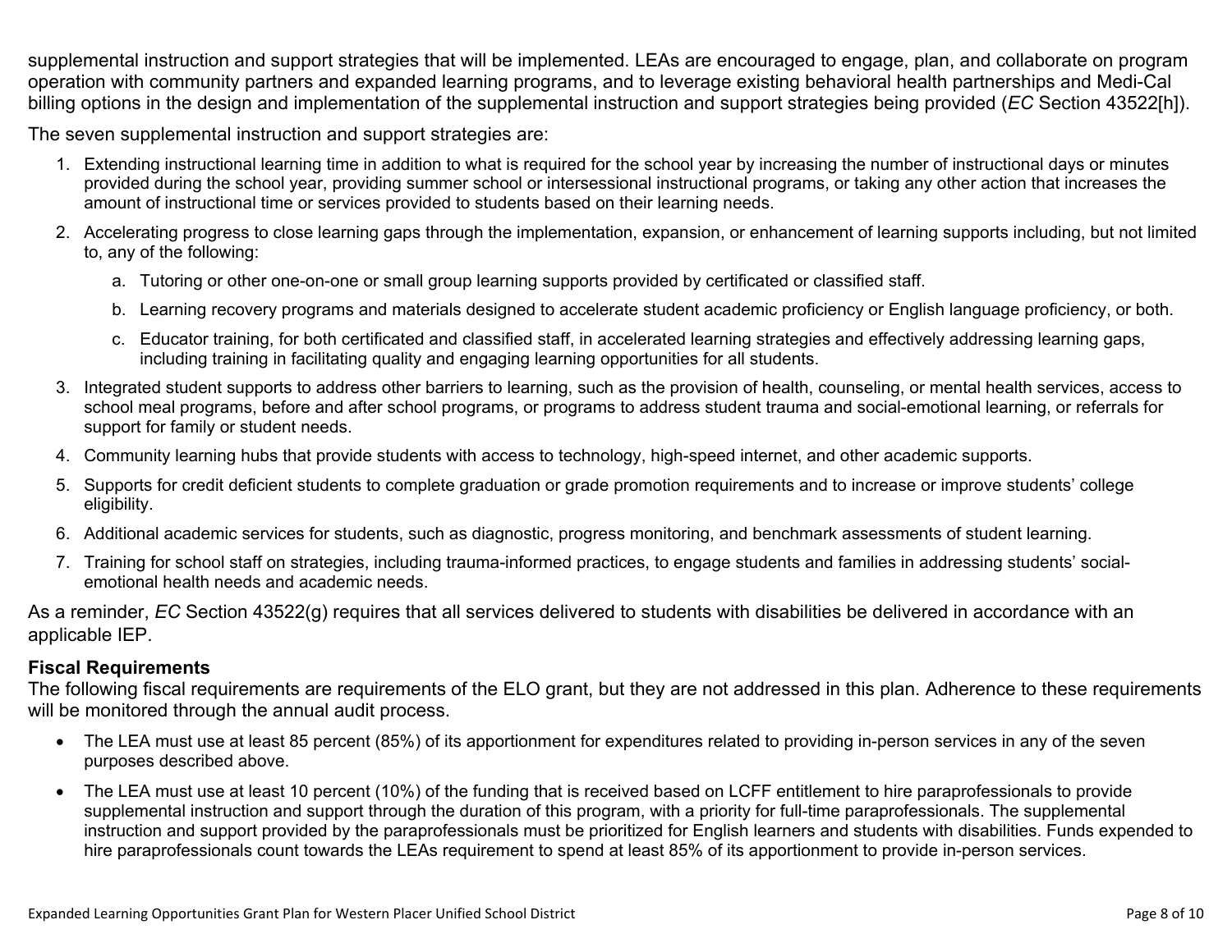supplemental instruction and support strategies that will be implemented. LEAs are encouraged to engage, plan, and collaborate on program operation with community partners and expanded learning programs, and to leverage existing behavioral health partnerships and Medi-Cal billing options in the design and implementation of the supplemental instruction and support strategies being provided (*EC* Section 43522[h]).

The seven supplemental instruction and support strategies are:

1. Extending instructional learning time in addition to what is required for the school year by increasing the number of instructional days or minutes provided during the school year, providing summer school or intersessional instructional programs, or taking any other action that increases the amount of instructional time or services provided to students based on their learning needs.
2. Accelerating progress to close learning gaps through the implementation, expansion, or enhancement of learning supports including, but not limited to, any of the following:
    a. Tutoring or other one-on-one or small group learning supports provided by certificated or classified staff.
    b. Learning recovery programs and materials designed to accelerate student academic proficiency or English language proficiency, or both.
    c. Educator training, for both certificated and classified staff, in accelerated learning strategies and effectively addressing learning gaps, including training in facilitating quality and engaging learning opportunities for all students.
3. Integrated student supports to address other barriers to learning, such as the provision of health, counseling, or mental health services, access to school meal programs, before and after school programs, or programs to address student trauma and social-emotional learning, or referrals for support for family or student needs.
4. Community learning hubs that provide students with access to technology, high-speed internet, and other academic supports.
5. Supports for credit deficient students to complete graduation or grade promotion requirements and to increase or improve students' college eligibility.
6. Additional academic services for students, such as diagnostic, progress monitoring, and benchmark assessments of student learning.
7. Training for school staff on strategies, including trauma-informed practices, to engage students and families in addressing students' social-emotional health needs and academic needs.

As a reminder, *EC* Section 43522(g) requires that all services delivered to students with disabilities be delivered in accordance with an applicable IEP.

**Fiscal Requirements**

The following fiscal requirements are requirements of the ELO grant, but they are not addressed in this plan. Adherence to these requirements will be monitored through the annual audit process.

- The LEA must use at least 85 percent (85%) of its apportionment for expenditures related to providing in-person services in any of the seven purposes described above.
- The LEA must use at least 10 percent (10%) of the funding that is received based on LCFF entitlement to hire paraprofessionals to provide supplemental instruction and support through the duration of this program, with a priority for full-time paraprofessionals. The supplemental instruction and support provided by the paraprofessionals must be prioritized for English learners and students with disabilities. Funds expended to hire paraprofessionals count towards the LEAs requirement to spend at least 85% of its apportionment to provide in-person services.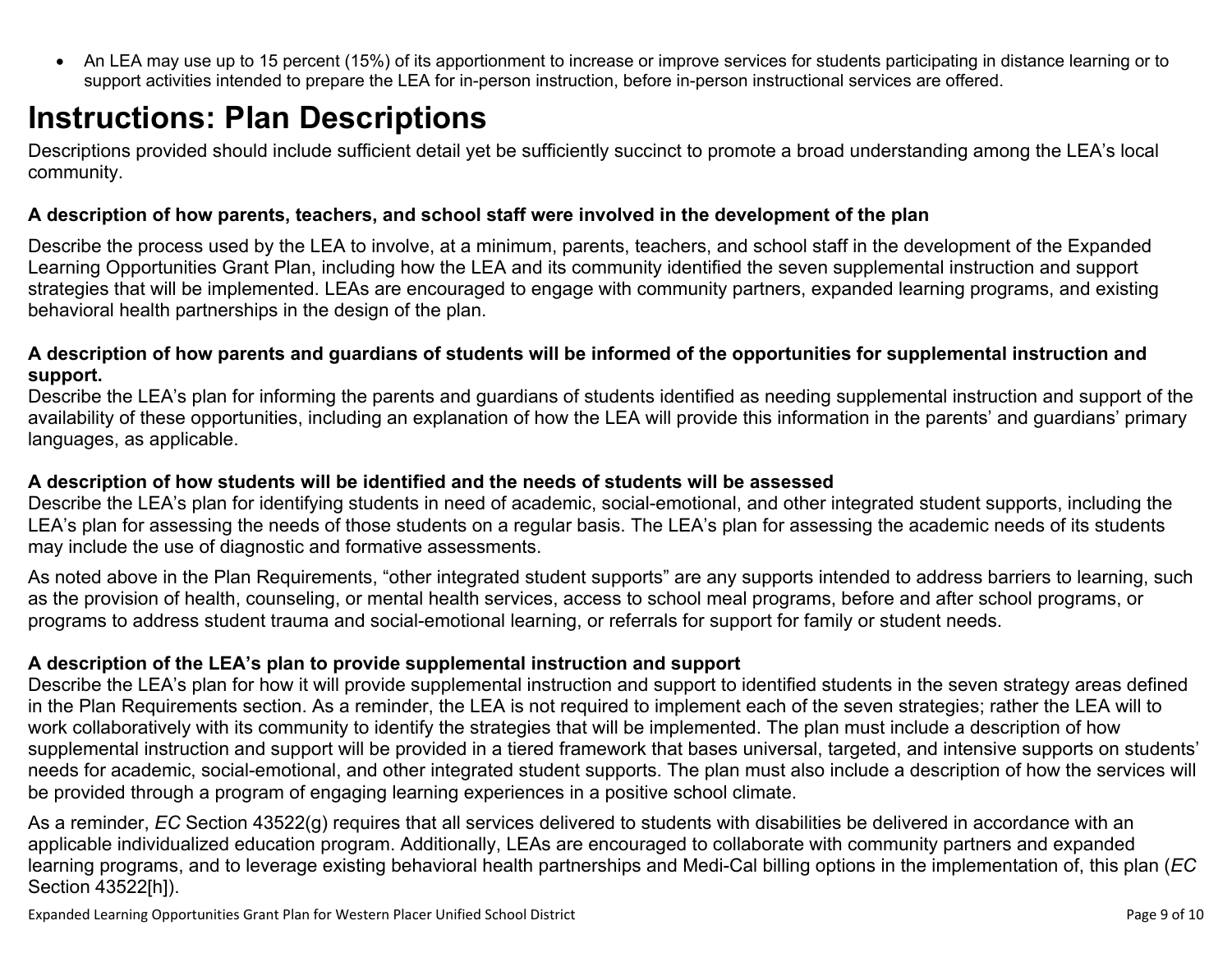- An LEA may use up to 15 percent (15%) of its apportionment to increase or improve services for students participating in distance learning or to support activities intended to prepare the LEA for in-person instruction, before in-person instructional services are offered.

# Instructions: Plan Descriptions

Descriptions provided should include sufficient detail yet be sufficiently succinct to promote a broad understanding among the LEA's local community.

**A description of how parents, teachers, and school staff were involved in the development of the plan**

Describe the process used by the LEA to involve, at a minimum, parents, teachers, and school staff in the development of the Expanded Learning Opportunities Grant Plan, including how the LEA and its community identified the seven supplemental instruction and support strategies that will be implemented. LEAs are encouraged to engage with community partners, expanded learning programs, and existing behavioral health partnerships in the design of the plan.

**A description of how parents and guardians of students will be informed of the opportunities for supplemental instruction and support.**

Describe the LEA's plan for informing the parents and guardians of students identified as needing supplemental instruction and support of the availability of these opportunities, including an explanation of how the LEA will provide this information in the parents' and guardians' primary languages, as applicable.

**A description of how students will be identified and the needs of students will be assessed**

Describe the LEA's plan for identifying students in need of academic, social-emotional, and other integrated student supports, including the LEA's plan for assessing the needs of those students on a regular basis. The LEA's plan for assessing the academic needs of its students may include the use of diagnostic and formative assessments.

As noted above in the Plan Requirements, "other integrated student supports" are any supports intended to address barriers to learning, such as the provision of health, counseling, or mental health services, access to school meal programs, before and after school programs, or programs to address student trauma and social-emotional learning, or referrals for support for family or student needs.

**A description of the LEA's plan to provide supplemental instruction and support**

Describe the LEA's plan for how it will provide supplemental instruction and support to identified students in the seven strategy areas defined in the Plan Requirements section. As a reminder, the LEA is not required to implement each of the seven strategies; rather the LEA will to work collaboratively with its community to identify the strategies that will be implemented. The plan must include a description of how supplemental instruction and support will be provided in a tiered framework that bases universal, targeted, and intensive supports on students' needs for academic, social-emotional, and other integrated student supports. The plan must also include a description of how the services will be provided through a program of engaging learning experiences in a positive school climate.

As a reminder, *EC* Section 43522(g) requires that all services delivered to students with disabilities be delivered in accordance with an applicable individualized education program. Additionally, LEAs are encouraged to collaborate with community partners and expanded learning programs, and to leverage existing behavioral health partnerships and Medi-Cal billing options in the implementation of, this plan (*EC* Section 43522[h]).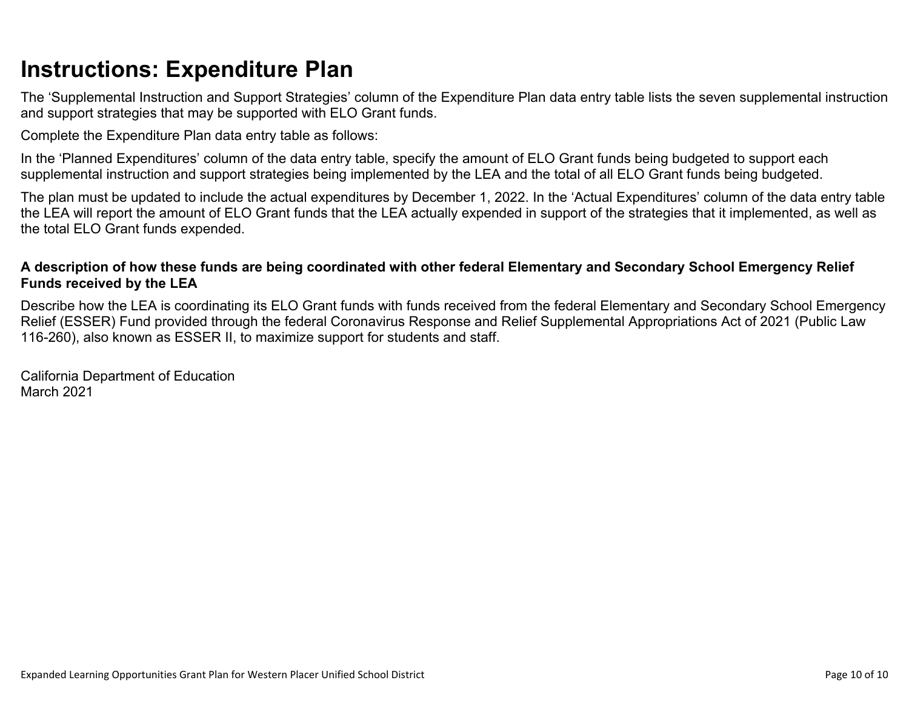# Instructions: Expenditure Plan

The ‘Supplemental Instruction and Support Strategies’ column of the Expenditure Plan data entry table lists the seven supplemental instruction and support strategies that may be supported with ELO Grant funds.

Complete the Expenditure Plan data entry table as follows:

In the ‘Planned Expenditures’ column of the data entry table, specify the amount of ELO Grant funds being budgeted to support each supplemental instruction and support strategies being implemented by the LEA and the total of all ELO Grant funds being budgeted.

The plan must be updated to include the actual expenditures by December 1, 2022. In the ‘Actual Expenditures’ column of the data entry table the LEA will report the amount of ELO Grant funds that the LEA actually expended in support of the strategies that it implemented, as well as the total ELO Grant funds expended.

### A description of how these funds are being coordinated with other federal Elementary and Secondary School Emergency Relief Funds received by the LEA

Describe how the LEA is coordinating its ELO Grant funds with funds received from the federal Elementary and Secondary School Emergency Relief (ESSER) Fund provided through the federal Coronavirus Response and Relief Supplemental Appropriations Act of 2021 (Public Law 116-260), also known as ESSER II, to maximize support for students and staff.

California Department of Education
March 2021